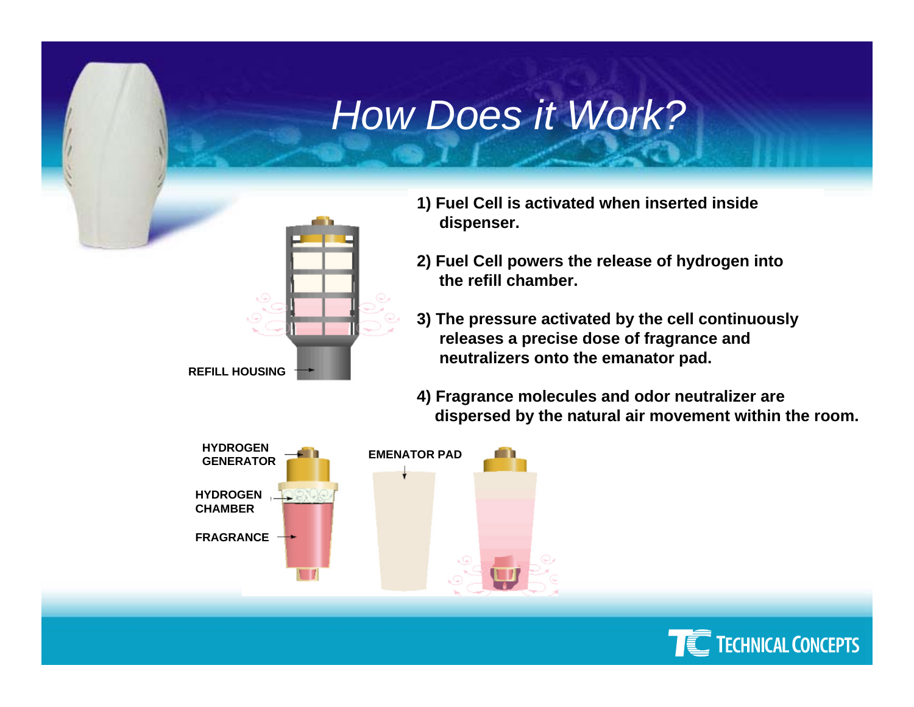# How Does it Work?

REFILL HOUSING

1) Fuel Cell is activated when inserted inside dispenser.

2) Fuel Cell powers the release of hydrogen into the refill chamber.

3) The pressure activated by the cell continuously releases a precise dose of fragrance and neutralizers onto the emanator pad.

4) Fragrance molecules and odor neutralizer are dispersed by the natural air movement within the room.

HYDROGEN GENERATOR

HYDROGEN CHAMBER

FRAGRANCE

EMENATOR PAD

TECHNICAL CONCEPTS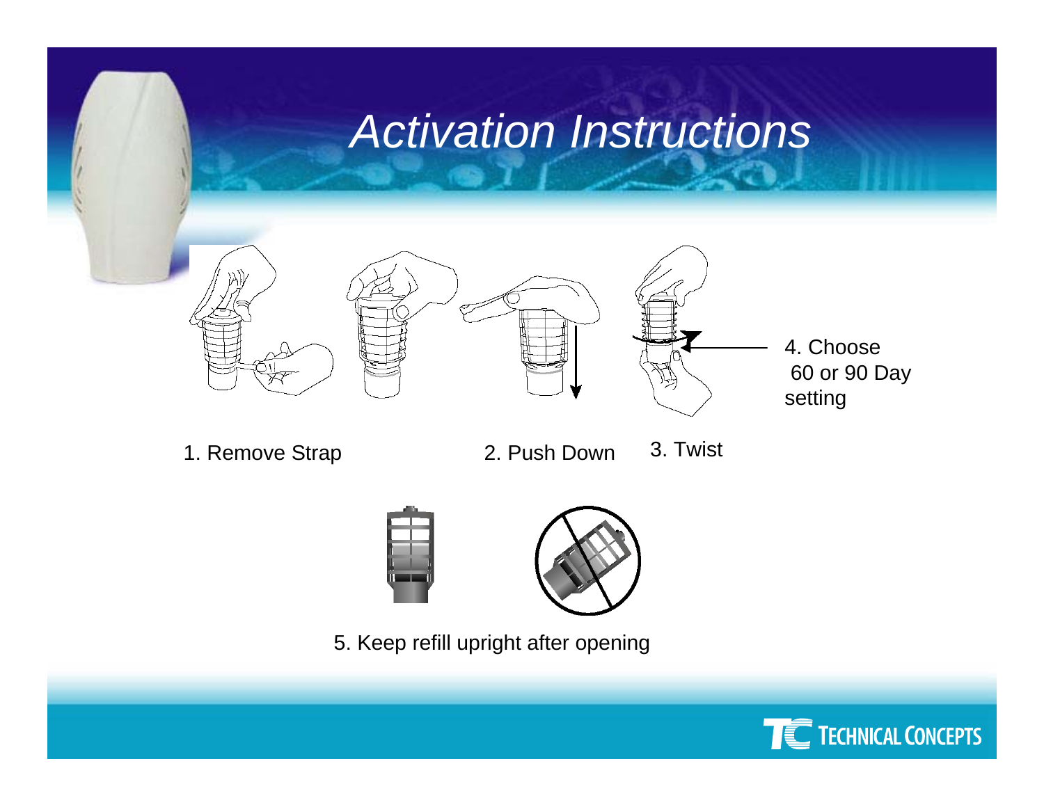# *Activation Instructions*

1. Remove Strap

2. Push Down

3. Twist

4. Choose 60 or 90 Day setting

5. Keep refill upright after opening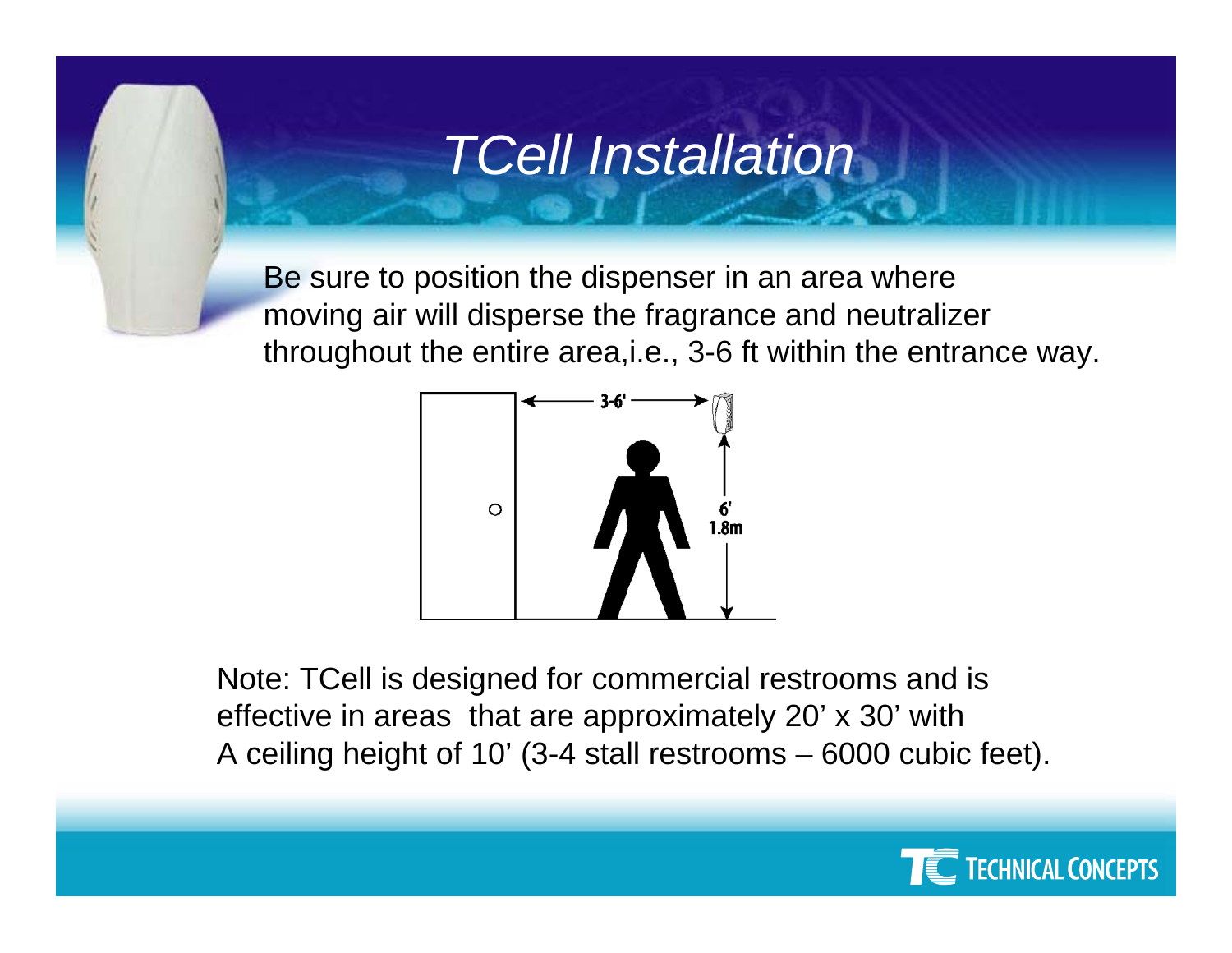# TCell Installation

Be sure to position the dispenser in an area where moving air will disperse the fragrance and neutralizer throughout the entire area,i.e., 3-6 ft within the entrance way.

3-6'

6'
1.8m

Note: TCell is designed for commercial restrooms and is effective in areas that are approximately 20' x 30' with A ceiling height of 10' (3-4 stall restrooms – 6000 cubic feet).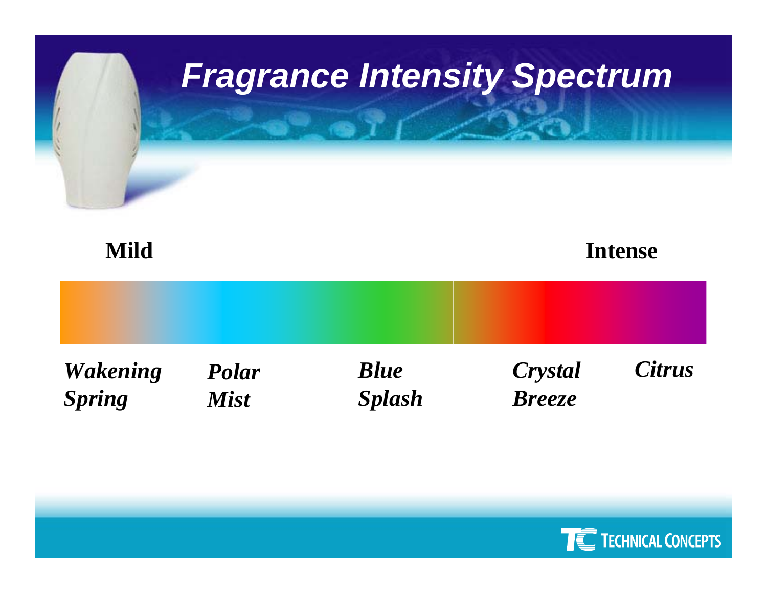# Fragrance Intensity Spectrum

**Mild** **Intense**

***Wakening Spring*** ***Polar Mist*** ***Blue Splash*** ***Crystal Breeze*** ***Citrus***

TECHNICAL CONCEPTS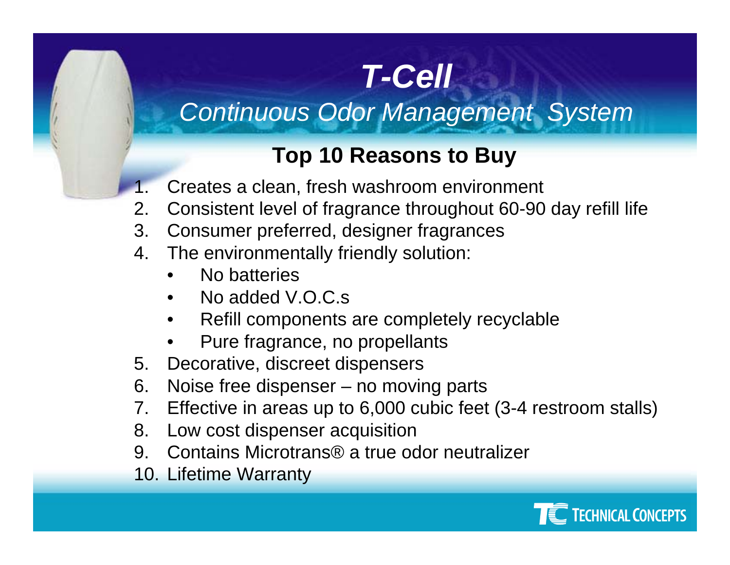# *T-Cell*

## *Continuous Odor Management System*

### Top 10 Reasons to Buy

1. Creates a clean, fresh washroom environment
2. Consistent level of fragrance throughout 60-90 day refill life
3. Consumer preferred, designer fragrances
4. The environmentally friendly solution:
   - No batteries
   - No added V.O.C.s
   - Refill components are completely recyclable
   - Pure fragrance, no propellants
5. Decorative, discreet dispensers
6. Noise free dispenser – no moving parts
7. Effective in areas up to 6,000 cubic feet (3-4 restroom stalls)
8. Low cost dispenser acquisition
9. Contains Microtrans® a true odor neutralizer
10. Lifetime Warranty

TECHNICAL CONCEPTS